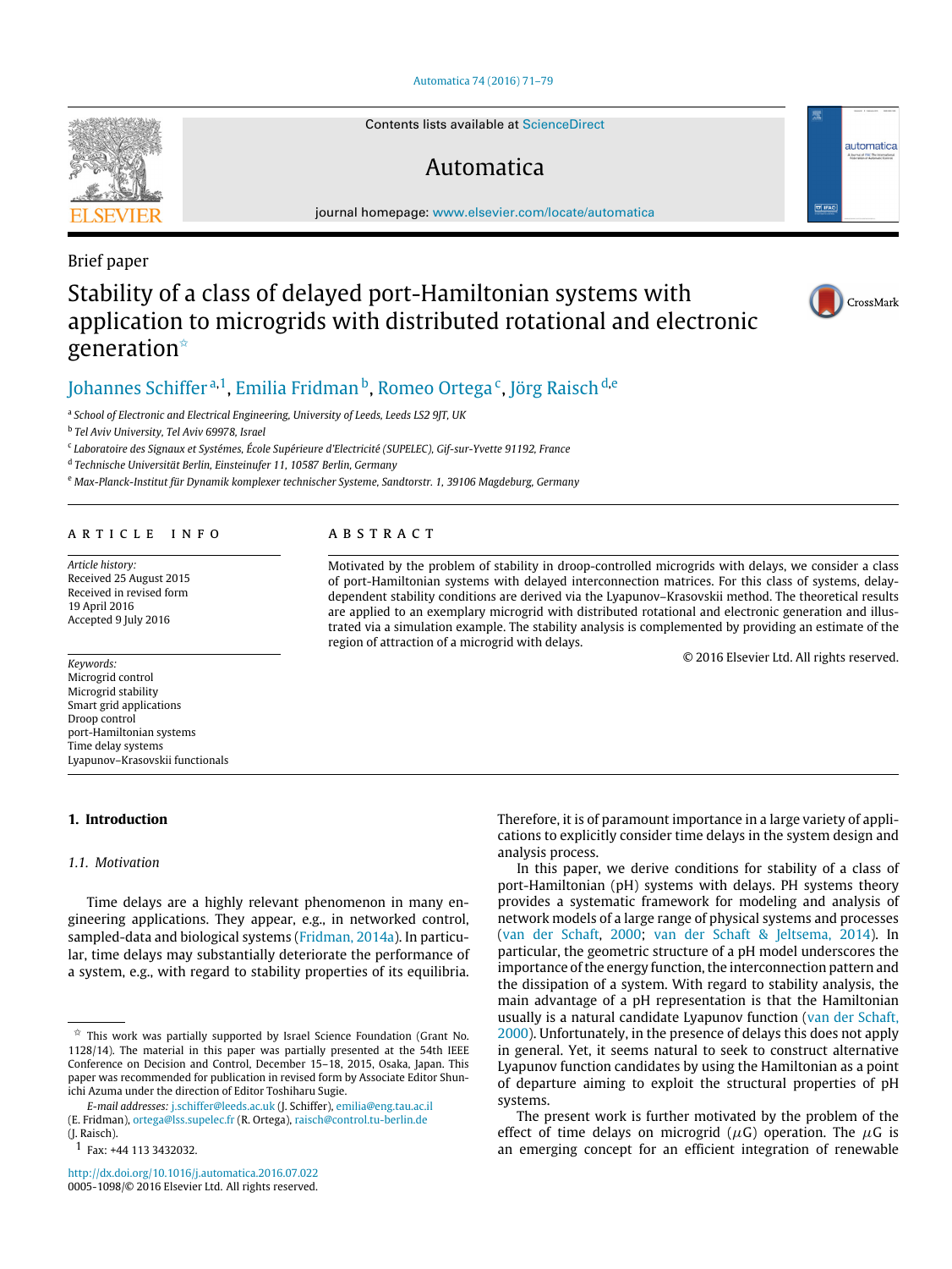Brief paper

# Stability of a class of delayed port-Hamiltonian systems with application to microgrids with distributed rotational and electronic generation ☆

Johannes Schiffer [a,1], Emilia Fridman [b], Romeo Ortega [c], Jörg Raisch [d,e]

[a] School of Electronic and Electrical Engineering, University of Leeds, Leeds LS2 9JT, UK

[b] Tel Aviv University, Tel Aviv 69978, Israel

[c] Laboratoire des Signaux et Systémes, École Supérieure d'Electricité (SUPELEC), Gif-sur-Yvette 91192, France

[d] Technische Universität Berlin, Einsteinufer 11, 10587 Berlin, Germany

[e] Max-Planck-Institut für Dynamik komplexer technischer Systeme, Sandtorstr. 1, 39106 Magdeburg, Germany

## ARTICLE INFO

*Article history:*
Received 25 August 2015
Received in revised form 19 April 2016
Accepted 9 July 2016

*Keywords:*
Microgrid control
Microgrid stability
Smart grid applications
Droop control
port-Hamiltonian systems
Time delay systems
Lyapunov–Krasovskii functionals

## ABSTRACT

Motivated by the problem of stability in droop-controlled microgrids with delays, we consider a class of port-Hamiltonian systems with delayed interconnection matrices. For this class of systems, delay-dependent stability conditions are derived via the Lyapunov–Krasovskii method. The theoretical results are applied to an exemplary microgrid with distributed rotational and electronic generation and illustrated via a simulation example. The stability analysis is complemented by providing an estimate of the region of attraction of a microgrid with delays.

© 2016 Elsevier Ltd. All rights reserved.

## 1. Introduction

### 1.1. Motivation

Time delays are a highly relevant phenomenon in many engineering applications. They appear, e.g., in networked control, sampled-data and biological systems (Fridman, 2014a). In particular, time delays may substantially deteriorate the performance of a system, e.g., with regard to stability properties of its equilibria. Therefore, it is of paramount importance in a large variety of applications to explicitly consider time delays in the system design and analysis process.

In this paper, we derive conditions for stability of a class of port-Hamiltonian (pH) systems with delays. PH systems theory provides a systematic framework for modeling and analysis of network models of a large range of physical systems and processes (van der Schaft, 2000; van der Schaft & Jeltsema, 2014). In particular, the geometric structure of a pH model underscores the importance of the energy function, the interconnection pattern and the dissipation of a system. With regard to stability analysis, the main advantage of a pH representation is that the Hamiltonian usually is a natural candidate Lyapunov function (van der Schaft, 2000). Unfortunately, in the presence of delays this does not apply in general. Yet, it seems natural to seek to construct alternative Lyapunov function candidates by using the Hamiltonian as a point of departure aiming to exploit the structural properties of pH systems.

The present work is further motivated by the problem of the effect of time delays on microgrid ($\mu$G) operation. The $\mu$G is an emerging concept for an efficient integration of renewable

---

☆ This work was partially supported by Israel Science Foundation (Grant No. 1128/14). The material in this paper was partially presented at the 54th IEEE Conference on Decision and Control, December 15–18, 2015, Osaka, Japan. This paper was recommended for publication in revised form by Associate Editor Shun-ichi Azuma under the direction of Editor Toshiharu Sugie.

*E-mail addresses:* j.schiffer@leeds.ac.uk (J. Schiffer), emilia@eng.tau.ac.il (E. Fridman), ortega@lss.supelec.fr (R. Ortega), raisch@control.tu-berlin.de (J. Raisch).

[1] Fax: +44 113 3432032.

http://dx.doi.org/10.1016/j.automatica.2016.07.022
0005-1098/© 2016 Elsevier Ltd. All rights reserved.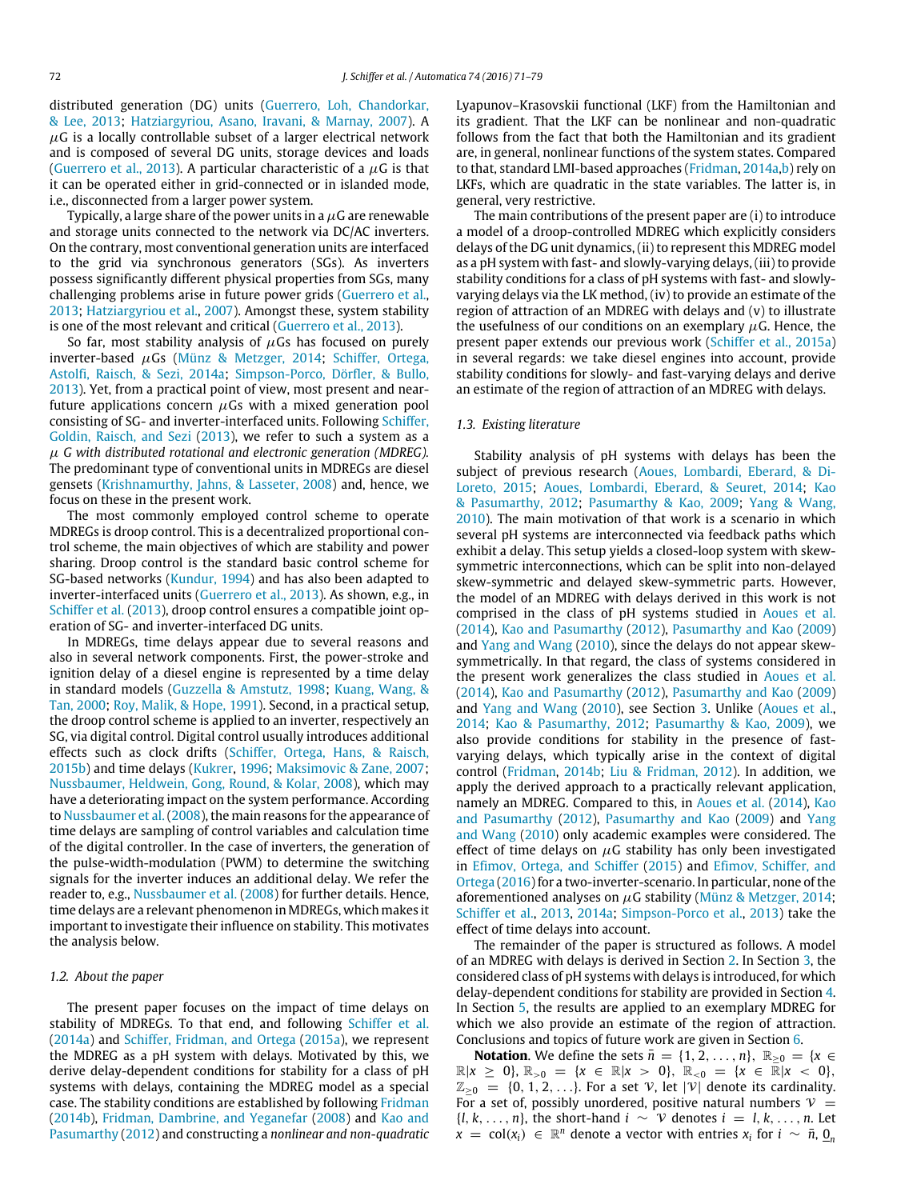distributed generation (DG) units (Guerrero, Loh, Chandorkar, & Lee, 2013; Hatziargyriou, Asano, Iravani, & Marnay, 2007). A $\mu$G is a locally controllable subset of a larger electrical network and is composed of several DG units, storage devices and loads (Guerrero et al., 2013). A particular characteristic of a $\mu$G is that it can be operated either in grid-connected or in islanded mode, i.e., disconnected from a larger power system.

Typically, a large share of the power units in a $\mu$G are renewable and storage units connected to the network via DC/AC inverters. On the contrary, most conventional generation units are interfaced to the grid via synchronous generators (SGs). As inverters possess significantly different physical properties from SGs, many challenging problems arise in future power grids (Guerrero et al., 2013; Hatziargyriou et al., 2007). Amongst these, system stability is one of the most relevant and critical (Guerrero et al., 2013).

So far, most stability analysis of $\mu$Gs has focused on purely inverter-based $\mu$Gs (Münz & Metzger, 2014; Schiffer, Ortega, Astolfi, Raisch, & Sezi, 2014a; Simpson-Porco, Dörfler, & Bullo, 2013). Yet, from a practical point of view, most present and near-future applications concern $\mu$Gs with a mixed generation pool consisting of SG- and inverter-interfaced units. Following Schiffer, Goldin, Raisch, and Sezi (2013), we refer to such a system as a *$\mu$ G with distributed rotational and electronic generation (MDREG)*. The predominant type of conventional units in MDREGs are diesel gensets (Krishnamurthy, Jahns, & Lasseter, 2008) and, hence, we focus on these in the present work.

The most commonly employed control scheme to operate MDREGs is droop control. This is a decentralized proportional control scheme, the main objectives of which are stability and power sharing. Droop control is the standard basic control scheme for SG-based networks (Kundur, 1994) and has also been adapted to inverter-interfaced units (Guerrero et al., 2013). As shown, e.g., in Schiffer et al. (2013), droop control ensures a compatible joint operation of SG- and inverter-interfaced DG units.

In MDREGs, time delays appear due to several reasons and also in several network components. First, the power-stroke and ignition delay of a diesel engine is represented by a time delay in standard models (Guzzella & Amstutz, 1998; Kuang, Wang, & Tan, 2000; Roy, Malik, & Hope, 1991). Second, in a practical setup, the droop control scheme is applied to an inverter, respectively an SG, via digital control. Digital control usually introduces additional effects such as clock drifts (Schiffer, Ortega, Hans, & Raisch, 2015b) and time delays (Kukrer, 1996; Maksimovic & Zane, 2007; Nussbaumer, Heldwein, Gong, Round, & Kolar, 2008), which may have a deteriorating impact on the system performance. According to Nussbaumer et al. (2008), the main reasons for the appearance of time delays are sampling of control variables and calculation time of the digital controller. In the case of inverters, the generation of the pulse-width-modulation (PWM) to determine the switching signals for the inverter induces an additional delay. We refer the reader to, e.g., Nussbaumer et al. (2008) for further details. Hence, time delays are a relevant phenomenon in MDREGs, which makes it important to investigate their influence on stability. This motivates the analysis below.

### 1.2. About the paper

The present paper focuses on the impact of time delays on stability of MDREGs. To that end, and following Schiffer et al. (2014a) and Schiffer, Fridman, and Ortega (2015a), we represent the MDREG as a pH system with delays. Motivated by this, we derive delay-dependent conditions for stability for a class of pH systems with delays, containing the MDREG model as a special case. The stability conditions are established by following Fridman (2014b), Fridman, Dambrine, and Yeganefar (2008) and Kao and Pasumarthy (2012) and constructing a *nonlinear and non-quadratic* Lyapunov–Krasovskii functional (LKF) from the Hamiltonian and its gradient. That the LKF can be nonlinear and non-quadratic follows from the fact that both the Hamiltonian and its gradient are, in general, nonlinear functions of the system states. Compared to that, standard LMI-based approaches (Fridman, 2014a,b) rely on LKFs, which are quadratic in the state variables. The latter is, in general, very restrictive.

The main contributions of the present paper are (i) to introduce a model of a droop-controlled MDREG which explicitly considers delays of the DG unit dynamics, (ii) to represent this MDREG model as a pH system with fast- and slowly-varying delays, (iii) to provide stability conditions for a class of pH systems with fast- and slowly-varying delays via the LK method, (iv) to provide an estimate of the region of attraction of an MDREG with delays and (v) to illustrate the usefulness of our conditions on an exemplary $\mu$G. Hence, the present paper extends our previous work (Schiffer et al., 2015a) in several regards: we take diesel engines into account, provide stability conditions for slowly- and fast-varying delays and derive an estimate of the region of attraction of an MDREG with delays.

### 1.3. Existing literature

Stability analysis of pH systems with delays has been the subject of previous research (Aoues, Lombardi, Eberard, & Di-Loreto, 2015; Aoues, Lombardi, Eberard, & Seuret, 2014; Kao & Pasumarthy, 2012; Pasumarthy & Kao, 2009; Yang & Wang, 2010). The main motivation of that work is a scenario in which several pH systems are interconnected via feedback paths which exhibit a delay. This setup yields a closed-loop system with skew-symmetric interconnections, which can be split into non-delayed skew-symmetric and delayed skew-symmetric parts. However, the model of an MDREG with delays derived in this work is not comprised in the class of pH systems studied in Aoues et al. (2014), Kao and Pasumarthy (2012), Pasumarthy and Kao (2009) and Yang and Wang (2010), since the delays do not appear skew-symmetrically. In that regard, the class of systems considered in the present work generalizes the class studied in Aoues et al. (2014), Kao and Pasumarthy (2012), Pasumarthy and Kao (2009) and Yang and Wang (2010), see Section 3. Unlike (Aoues et al., 2014; Kao & Pasumarthy, 2012; Pasumarthy & Kao, 2009), we also provide conditions for stability in the presence of fast-varying delays, which typically arise in the context of digital control (Fridman, 2014b; Liu & Fridman, 2012). In addition, we apply the derived approach to a practically relevant application, namely an MDREG. Compared to this, in Aoues et al. (2014), Kao and Pasumarthy (2012), Pasumarthy and Kao (2009) and Yang and Wang (2010) only academic examples were considered. The effect of time delays on $\mu$G stability has only been investigated in Efimov, Ortega, and Schiffer (2015) and Efimov, Schiffer, and Ortega (2016) for a two-inverter-scenario. In particular, none of the aforementioned analyses on $\mu$G stability (Münz & Metzger, 2014; Schiffer et al., 2013, 2014a; Simpson-Porco et al., 2013) take the effect of time delays into account.

The remainder of the paper is structured as follows. A model of an MDREG with delays is derived in Section 2. In Section 3, the considered class of pH systems with delays is introduced, for which delay-dependent conditions for stability are provided in Section 4. In Section 5, the results are applied to an exemplary MDREG for which we also provide an estimate of the region of attraction. Conclusions and topics of future work are given in Section 6.

**Notation**. We define the sets $\bar{n} = \{1, 2, \ldots, n\}$, $\mathbb{R}_{\geq 0} = \{x \in \mathbb{R} | x \geq 0\}$, $\mathbb{R}_{>0} = \{x \in \mathbb{R} | x > 0\}$, $\mathbb{R}_{<0} = \{x \in \mathbb{R} | x < 0\}$, $\mathbb{Z}_{\geq 0} = \{0, 1, 2, \ldots\}$. For a set $\mathcal{V}$, let $|\mathcal{V}|$ denote its cardinality. For a set of, possibly unordered, positive natural numbers $\mathcal{V} = \{l, k, \ldots, n\}$, the short-hand $i \sim \mathcal{V}$ denotes $i = l, k, \ldots, n$. Let $x = \mathrm{col}(x_i) \in \mathbb{R}^n$ denote a vector with entries $x_i$ for $i \sim \bar{n}$, $\underline{0}_n$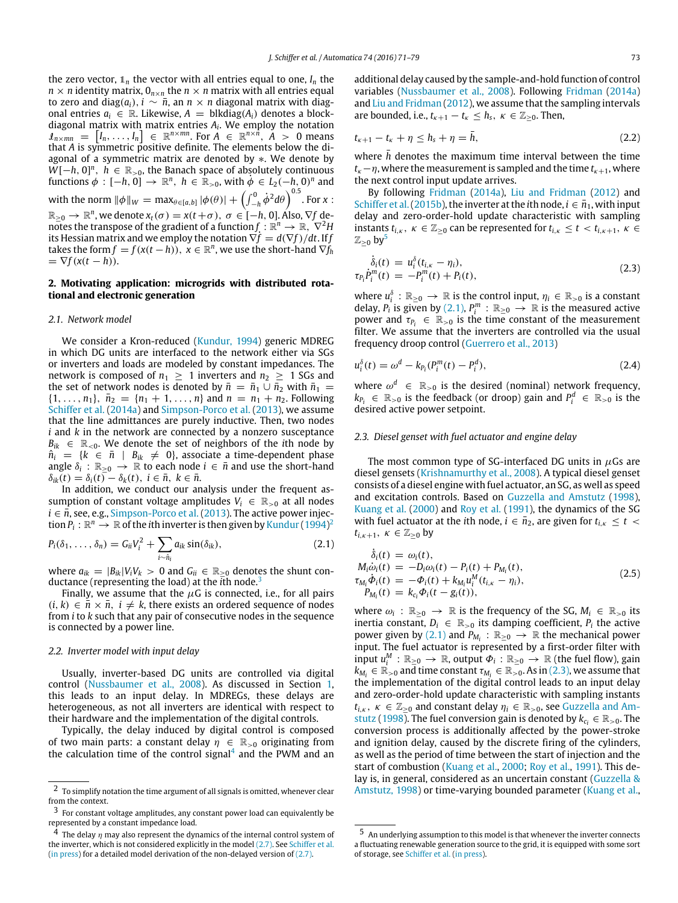the zero vector, $\mathbb{1}_n$ the vector with all entries equal to one, $I_n$ the $n \times n$ identity matrix, $0_{n\times n}$ the $n \times n$ matrix with all entries equal to zero and $\text{diag}(a_i)$, $i \sim \bar{n}$, an $n \times n$ diagonal matrix with diagonal entries $a_i \in \mathbb{R}$. Likewise, $A = \text{blkdiag}(A_i)$ denotes a block-diagonal matrix with matrix entries $A_i$. We employ the notation $\mathcal{I}_{n\times mn} = \begin{bmatrix} I_n, \ldots, I_n \end{bmatrix} \in \mathbb{R}^{n\times mn}$. For $A \in \mathbb{R}^{n\times n}$, $A > 0$ means that $A$ is symmetric positive definite. The elements below the diagonal of a symmetric matrix are denoted by $*$. We denote by $W[-h, 0]^n$, $h \in \mathbb{R}_{>0}$, the Banach space of absolutely continuous functions $\phi : [-h, 0] \to \mathbb{R}^n$, $h \in \mathbb{R}_{>0}$, with $\dot{\phi} \in L_2(-h, 0)^n$ and with the norm $\|\phi\|_W = \max_{\theta\in[a,b]} |\phi(\theta)| + \left(\int_{-h}^{0} \dot{\phi}^2 d\theta\right)^{0.5}$. For $x : \mathbb{R}_{\geq 0} \to \mathbb{R}^n$, we denote $x_t(\sigma) = x(t+\sigma)$, $\sigma \in [-h, 0]$. Also, $\nabla f$ denotes the transpose of the gradient of a function $f : \mathbb{R}^n \to \mathbb{R}$, $\nabla^2 H$ its Hessian matrix and we use the notation $\dot{\nabla f} = d(\nabla f)/dt$. If $f$ takes the form $f = f(x(t-h))$, $x \in \mathbb{R}^n$, we use the short-hand $\nabla f_h = \nabla f(x(t-h))$.

## 2. Motivating application: microgrids with distributed rotational and electronic generation

### 2.1. Network model

We consider a Kron-reduced (Kundur, 1994) generic MDREG in which DG units are interfaced to the network either via SGs or inverters and loads are modeled by constant impedances. The network is composed of $n_1 \geq 1$ inverters and $n_2 \geq 1$ SGs and the set of network nodes is denoted by $\bar{n} = \bar{n}_1 \cup \bar{n}_2$ with $\bar{n}_1 = \{1, \ldots, n_1\}$, $\bar{n}_2 = \{n_1 + 1, \ldots, n\}$ and $n = n_1 + n_2$. Following Schiffer et al. (2014a) and Simpson-Porco et al. (2013), we assume that the line admittances are purely inductive. Then, two nodes $i$ and $k$ in the network are connected by a nonzero susceptance $B_{ik} \in \mathbb{R}_{<0}$. We denote the set of neighbors of the $i$th node by $\hat{n}_i = \{k \in \bar{n} \mid B_{ik} \neq 0\}$, associate a time-dependent phase angle $\delta_i : \mathbb{R}_{\geq 0} \to \mathbb{R}$ to each node $i \in \bar{n}$ and use the short-hand $\delta_{ik}(t) = \delta_i(t) - \delta_k(t)$, $i \in \bar{n}$, $k \in \bar{n}$.

In addition, we conduct our analysis under the frequent assumption of constant voltage amplitudes $V_i \in \mathbb{R}_{>0}$ at all nodes $i \in \bar{n}$, see, e.g., Simpson-Porco et al. (2013). The active power injection $P_i : \mathbb{R}^n \to \mathbb{R}$ of the $i$th inverter is then given by Kundur (1994)[2]

$$P_i(\delta_1, \ldots, \delta_n) = G_{ii}V_i^2 + \sum_{i\sim\hat{n}_i} a_{ik}\sin(\delta_{ik}), \tag{2.1}$$

where $a_{ik} = |B_{ik}|V_iV_k > 0$ and $G_{ii} \in \mathbb{R}_{\geq 0}$ denotes the shunt conductance (representing the load) at the $i$th node.[3]

Finally, we assume that the $\mu$G is connected, i.e., for all pairs $(i, k) \in \bar{n} \times \bar{n}$, $i \neq k$, there exists an ordered sequence of nodes from $i$ to $k$ such that any pair of consecutive nodes in the sequence is connected by a power line.

### 2.2. Inverter model with input delay

Usually, inverter-based DG units are controlled via digital control (Nussbaumer et al., 2008). As discussed in Section 1, this leads to an input delay. In MDREGs, these delays are heterogeneous, as not all inverters are identical with respect to their hardware and the implementation of the digital controls.

Typically, the delay induced by digital control is composed of two main parts: a constant delay $\eta \in \mathbb{R}_{>0}$ originating from the calculation time of the control signal[4] and the PWM and an additional delay caused by the sample-and-hold function of control variables (Nussbaumer et al., 2008). Following Fridman (2014a) and Liu and Fridman (2012), we assume that the sampling intervals are bounded, i.e., $t_{\kappa+1} - t_\kappa \leq h_s$, $\kappa \in \mathbb{Z}_{\geq 0}$. Then,

$$t_{\kappa+1} - t_\kappa + \eta \leq h_s + \eta = \bar{h}, \tag{2.2}$$

where $\bar{h}$ denotes the maximum time interval between the time $t_\kappa - \eta$, where the measurement is sampled and the time $t_{\kappa+1}$, where the next control input update arrives.

By following Fridman (2014a), Liu and Fridman (2012) and Schiffer et al. (2015b), the inverter at the $i$th node, $i \in \bar{n}_1$, with input delay and zero-order-hold update characteristic with sampling instants $t_{i,\kappa}$, $\kappa \in \mathbb{Z}_{\geq 0}$ can be represented for $t_{i,\kappa} \leq t < t_{i,\kappa+1}$, $\kappa \in \mathbb{Z}_{\geq 0}$ by[5]

$$\begin{aligned} \dot{\delta}_i(t) &= u_i^\delta(t_{i,\kappa} - \eta_i), \\ \tau_{P_i}\dot{P}_i^m(t) &= -P_i^m(t) + P_i(t), \end{aligned} \tag{2.3}$$

where $u_i^\delta : \mathbb{R}_{\geq 0} \to \mathbb{R}$ is the control input, $\eta_i \in \mathbb{R}_{>0}$ is a constant delay, $P_i$ is given by (2.1), $P_i^m : \mathbb{R}_{\geq 0} \to \mathbb{R}$ is the measured active power and $\tau_{P_i} \in \mathbb{R}_{>0}$ is the time constant of the measurement filter. We assume that the inverters are controlled via the usual frequency droop control (Guerrero et al., 2013)

$$u_i^\delta(t) = \omega^d - k_{P_i}(P_i^m(t) - P_i^d), \tag{2.4}$$

where $\omega^d \in \mathbb{R}_{>0}$ is the desired (nominal) network frequency, $k_{P_i} \in \mathbb{R}_{>0}$ is the feedback (or droop) gain and $P_i^d \in \mathbb{R}_{>0}$ is the desired active power setpoint.

### 2.3. Diesel genset with fuel actuator and engine delay

The most common type of SG-interfaced DG units in $\mu$Gs are diesel gensets (Krishnamurthy et al., 2008). A typical diesel genset consists of a diesel engine with fuel actuator, an SG, as well as speed and excitation controls. Based on Guzzella and Amstutz (1998), Kuang et al. (2000) and Roy et al. (1991), the dynamics of the SG with fuel actuator at the $i$th node, $i \in \bar{n}_2$, are given for $t_{i,\kappa} \leq t < t_{i,\kappa+1}$, $\kappa \in \mathbb{Z}_{\geq 0}$ by

$$\begin{aligned} \dot{\delta}_i(t) &= \omega_i(t), \\ M_i\dot{\omega}_i(t) &= -D_i\omega_i(t) - P_i(t) + P_{M_i}(t), \\ \tau_{M_i}\dot{\Phi}_i(t) &= -\Phi_i(t) + k_{M_i}u_i^M(t_{i,\kappa} - \eta_i), \\ P_{M_i}(t) &= k_{c_i}\Phi_i(t - g_i(t)), \end{aligned} \tag{2.5}$$

where $\omega_i : \mathbb{R}_{\geq 0} \to \mathbb{R}$ is the frequency of the SG, $M_i \in \mathbb{R}_{>0}$ its inertia constant, $D_i \in \mathbb{R}_{>0}$ its damping coefficient, $P_i$ the active power given by (2.1) and $P_{M_i} : \mathbb{R}_{\geq 0} \to \mathbb{R}$ the mechanical power input. The fuel actuator is represented by a first-order filter with input $u_i^M : \mathbb{R}_{\geq 0} \to \mathbb{R}$, output $\Phi_i : \mathbb{R}_{\geq 0} \to \mathbb{R}$ (the fuel flow), gain $k_{M_i} \in \mathbb{R}_{>0}$ and time constant $\tau_{M_i} \in \mathbb{R}_{>0}$. As in (2.3), we assume that the implementation of the digital control leads to an input delay and zero-order-hold update characteristic with sampling instants $t_{i,\kappa}$, $\kappa \in \mathbb{Z}_{\geq 0}$ and constant delay $\eta_i \in \mathbb{R}_{>0}$, see Guzzella and Amstutz (1998). The fuel conversion gain is denoted by $k_{c_i} \in \mathbb{R}_{>0}$. The conversion process is additionally affected by the power-stroke and ignition delay, caused by the discrete firing of the cylinders, as well as the period of time between the start of injection and the start of combustion (Kuang et al., 2000; Roy et al., 1991). This delay is, in general, considered as an uncertain constant (Guzzella & Amstutz, 1998) or time-varying bounded parameter (Kuang et al.,

[2] To simplify notation the time argument of all signals is omitted, whenever clear from the context.

[3] For constant voltage amplitudes, any constant power load can equivalently be represented by a constant impedance load.

[4] The delay $\eta$ may also represent the dynamics of the internal control system of the inverter, which is not considered explicitly in the model (2.7). See Schiffer et al. (in press) for a detailed model derivation of the non-delayed version of (2.7).

[5] An underlying assumption to this model is that whenever the inverter connects a fluctuating renewable generation source to the grid, it is equipped with some sort of storage, see Schiffer et al. (in press).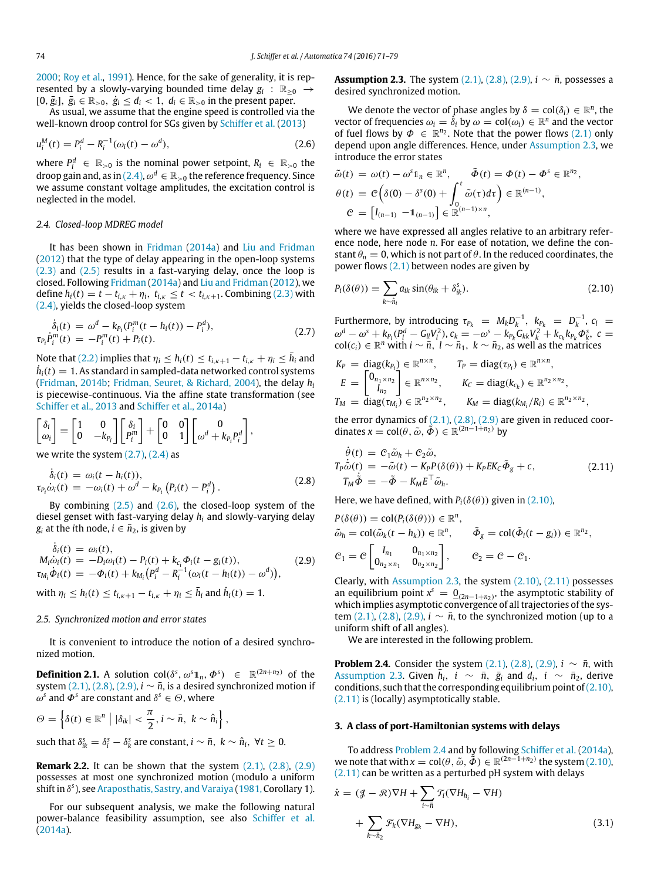2000; Roy et al., 1991). Hence, for the sake of generality, it is represented by a slowly-varying bounded time delay $g_i : \mathbb{R}_{\geq 0} \to [0, \bar{g}_i]$, $\bar{g}_i \in \mathbb{R}_{>0}$, $\dot{g}_i \leq d_i < 1$, $d_i \in \mathbb{R}_{>0}$ in the present paper.

As usual, we assume that the engine speed is controlled via the well-known droop control for SGs given by Schiffer et al. (2013)

$$u_i^M(t) = P_i^d - R_i^{-1}(\omega_i(t) - \omega^d), \tag{2.6}$$

where $P_i^d \in \mathbb{R}_{>0}$ is the nominal power setpoint, $R_i \in \mathbb{R}_{>0}$ the droop gain and, as in (2.4), $\omega^d \in \mathbb{R}_{>0}$ the reference frequency. Since we assume constant voltage amplitudes, the excitation control is neglected in the model.

### 2.4. Closed-loop MDREG model

It has been shown in Fridman (2014a) and Liu and Fridman (2012) that the type of delay appearing in the open-loop systems (2.3) and (2.5) results in a fast-varying delay, once the loop is closed. Following Fridman (2014a) and Liu and Fridman (2012), we define $h_i(t) = t - t_{i,\kappa} + \eta_i$, $t_{i,\kappa} \leq t < t_{i,\kappa+1}$. Combining (2.3) with (2.4), yields the closed-loop system

$$\begin{aligned} \dot{\delta}_i(t) &= \omega^d - k_{P_i}(P_i^m(t - h_i(t)) - P_i^d), \\ \tau_{P_i}\dot{P}_i^m(t) &= -P_i^m(t) + P_i(t). \end{aligned} \tag{2.7}$$

Note that (2.2) implies that $\eta_i \leq h_i(t) \leq t_{i,\kappa+1} - t_{i,\kappa} + \eta_i \leq \bar{h}_i$ and $\dot{h}_i(t) = 1$. As standard in sampled-data networked control systems (Fridman, 2014b; Fridman, Seuret, & Richard, 2004), the delay $h_i$ is piecewise-continuous. Via the affine state transformation (see Schiffer et al., 2013 and Schiffer et al., 2014a)

$$\begin{bmatrix} \delta_i \\ \omega_i \end{bmatrix} = \begin{bmatrix} 1 & 0 \\ 0 & -k_{P_i} \end{bmatrix} \begin{bmatrix} \delta_i \\ P_i^m \end{bmatrix} + \begin{bmatrix} 0 & 0 \\ 0 & 1 \end{bmatrix} \begin{bmatrix} 0 \\ \omega^d + k_{P_i}P_i^d \end{bmatrix},$$

we write the system (2.7), (2.4) as

$$\begin{aligned} \dot{\delta}_i(t) &= \omega_i(t - h_i(t)), \\ \tau_{P_i}\dot{\omega}_i(t) &= -\omega_i(t) + \omega^d - k_{P_i}\left(P_i(t) - P_i^d\right). \end{aligned} \tag{2.8}$$

By combining (2.5) and (2.6), the closed-loop system of the diesel genset with fast-varying delay $h_i$ and slowly-varying delay $g_i$ at the $i$th node, $i \in \bar{n}_2$, is given by

$$\begin{aligned} \dot{\delta}_i(t) &= \omega_i(t), \\ M_i\dot{\omega}_i(t) &= -D_i\omega_i(t) - P_i(t) + k_{c_i}\Phi_i(t - g_i(t)), \\ \tau_{M_i}\dot{\Phi}_i(t) &= -\Phi_i(t) + k_{M_i}\left(P_i^d - R_i^{-1}(\omega_i(t - h_i(t)) - \omega^d)\right), \end{aligned} \tag{2.9}$$

with $\eta_i \leq h_i(t) \leq t_{i,\kappa+1} - t_{i,\kappa} + \eta_i \leq \bar{h}_i$ and $\dot{h}_i(t) = 1$.

### 2.5. Synchronized motion and error states

It is convenient to introduce the notion of a desired synchronized motion.

**Definition 2.1.** A solution $\mathrm{col}(\delta^s, \omega^s\mathbb{1}_n, \Phi^s) \in \mathbb{R}^{(2n+n_2)}$ of the system (2.1), (2.8), (2.9), $i \sim \bar{n}$, is a desired synchronized motion if $\omega^s$ and $\Phi^s$ are constant and $\delta^s \in \Theta$, where

$$\Theta = \left\{ \delta(t) \in \mathbb{R}^n \;\middle|\; |\delta_{ik}| < \frac{\pi}{2}, i \sim \bar{n},\ k \sim \hat{n}_i \right\},$$

such that $\delta_{ik}^s = \delta_i^s - \delta_k^s$ are constant, $i \sim \bar{n}$, $k \sim \hat{n}_i$, $\forall t \geq 0$.

**Remark 2.2.** It can be shown that the system (2.1), (2.8), (2.9) possesses at most one synchronized motion (modulo a uniform shift in $\delta^s$), see Arapostathis, Sastry, and Varaiya (1981, Corollary 1).

For our subsequent analysis, we make the following natural power-balance feasibility assumption, see also Schiffer et al. (2014a).

**Assumption 2.3.** The system (2.1), (2.8), (2.9), $i \sim \bar{n}$, possesses a desired synchronized motion.

We denote the vector of phase angles by $\delta = \mathrm{col}(\delta_i) \in \mathbb{R}^n$, the vector of frequencies $\omega_i = \dot{\delta}_i$ by $\omega = \mathrm{col}(\omega_i) \in \mathbb{R}^n$ and the vector of fuel flows by $\Phi \in \mathbb{R}^{n_2}$. Note that the power flows (2.1) only depend upon angle differences. Hence, under Assumption 2.3, we introduce the error states

$$\begin{aligned} \tilde{\omega}(t) &= \omega(t) - \omega^s\mathbb{1}_n \in \mathbb{R}^n, \qquad \tilde{\Phi}(t) = \Phi(t) - \Phi^s \in \mathbb{R}^{n_2}, \\ \theta(t) &= \mathcal{C}\left(\delta(0) - \delta^s(0) + \int_0^t \tilde{\omega}(\tau)d\tau\right) \in \mathbb{R}^{(n-1)}, \\ \mathcal{C} &= \begin{bmatrix} I_{(n-1)} & -\mathbb{1}_{(n-1)} \end{bmatrix} \in \mathbb{R}^{(n-1)\times n}, \end{aligned}$$

where we have expressed all angles relative to an arbitrary reference node, here node $n$. For ease of notation, we define the constant $\theta_n = 0$, which is not part of $\theta$. In the reduced coordinates, the power flows (2.1) between nodes are given by

$$P_i(\delta(\theta)) = \sum_{k\sim\hat{n}_i} a_{ik}\sin(\theta_{ik} + \delta_{ik}^s). \tag{2.10}$$

Furthermore, by introducing $\tau_{P_k} = M_kD_k^{-1}$, $k_{P_k} = D_k^{-1}$, $c_l = \omega^d - \omega^s + k_{P_l}(P_l^d - G_{ll}V_l^2)$, $c_k = -\omega^s - k_{P_k}G_{kk}V_k^2 + k_{c_k}k_{P_k}\Phi_k^s$, $c = \mathrm{col}(c_i) \in \mathbb{R}^n$ with $i \sim \bar{n}$, $l \sim \bar{n}_1$, $k \sim \bar{n}_2$, as well as the matrices

$$\begin{aligned} K_P &= \mathrm{diag}(k_{P_i}) \in \mathbb{R}^{n\times n}, \qquad T_P = \mathrm{diag}(\tau_{P_i}) \in \mathbb{R}^{n\times n}, \\ E &= \begin{bmatrix} 0_{n_1\times n_2} \\ I_{n_2} \end{bmatrix} \in \mathbb{R}^{n\times n_2}, \qquad K_C = \mathrm{diag}(k_{c_k}) \in \mathbb{R}^{n_2\times n_2}, \\ T_M &= \mathrm{diag}(\tau_{M_i}) \in \mathbb{R}^{n_2\times n_2}, \qquad K_M = \mathrm{diag}(k_{M_i}/R_i) \in \mathbb{R}^{n_2\times n_2}, \end{aligned}$$

the error dynamics of (2.1), (2.8), (2.9) are given in reduced coordinates $x = \mathrm{col}(\theta, \tilde{\omega}, \tilde{\Phi}) \in \mathbb{R}^{(2n-1+n_2)}$ by

$$\begin{aligned} \dot{\theta}(t) &= \mathcal{C}_1\tilde{\omega}_h + \mathcal{C}_2\tilde{\omega}, \\ T_P\dot{\tilde{\omega}}(t) &= -\tilde{\omega}(t) - K_PP(\delta(\theta)) + K_PEK_C\tilde{\Phi}_g + c, \\ T_M\dot{\tilde{\Phi}} &= -\tilde{\Phi} - K_ME^\top\tilde{\omega}_h. \end{aligned} \tag{2.11}$$

Here, we have defined, with $P_i(\delta(\theta))$ given in (2.10),

$$\begin{aligned} P(\delta(\theta)) &= \mathrm{col}(P_i(\delta(\theta))) \in \mathbb{R}^n, \\ \tilde{\omega}_h &= \mathrm{col}(\tilde{\omega}_k(t - h_k)) \in \mathbb{R}^n, \qquad \tilde{\Phi}_g = \mathrm{col}(\tilde{\Phi}_l(t - g_l)) \in \mathbb{R}^{n_2}, \\ \mathcal{C}_1 &= \mathcal{C}\begin{bmatrix} I_{n_1} & 0_{n_1\times n_2} \\ 0_{n_2\times n_1} & 0_{n_2\times n_2} \end{bmatrix}, \qquad \mathcal{C}_2 = \mathcal{C} - \mathcal{C}_1. \end{aligned}$$

Clearly, with Assumption 2.3, the system (2.10), (2.11) possesses an equilibrium point $x^s = \underline{0}_{(2n-1+n_2)}$, the asymptotic stability of which implies asymptotic convergence of all trajectories of the system (2.1), (2.8), (2.9), $i \sim \bar{n}$, to the synchronized motion (up to a uniform shift of all angles).

We are interested in the following problem.

**Problem 2.4.** Consider the system (2.1), (2.8), (2.9), $i \sim \bar{n}$, with Assumption 2.3. Given $\bar{h}_i$, $i \sim \bar{n}$, $\bar{g}_i$ and $d_i$, $i \sim \bar{n}_2$, derive conditions, such that the corresponding equilibrium point of (2.10), (2.11) is (locally) asymptotically stable.

## 3. A class of port-Hamiltonian systems with delays

To address Problem 2.4 and by following Schiffer et al. (2014a), we note that with $x = \mathrm{col}(\theta, \tilde{\omega}, \tilde{\Phi}) \in \mathbb{R}^{(2n-1+n_2)}$ the system (2.10), (2.11) can be written as a perturbed pH system with delays

$$\begin{aligned} \dot{x} = (\mathcal{J} - \mathcal{R})\nabla H &+ \sum_{i\sim\bar{n}} \mathcal{T}_i(\nabla H_{h_i} - \nabla H) \\ &+ \sum_{k\sim\bar{n}_2} \mathcal{F}_k(\nabla H_{g_k} - \nabla H), \end{aligned} \tag{3.1}$$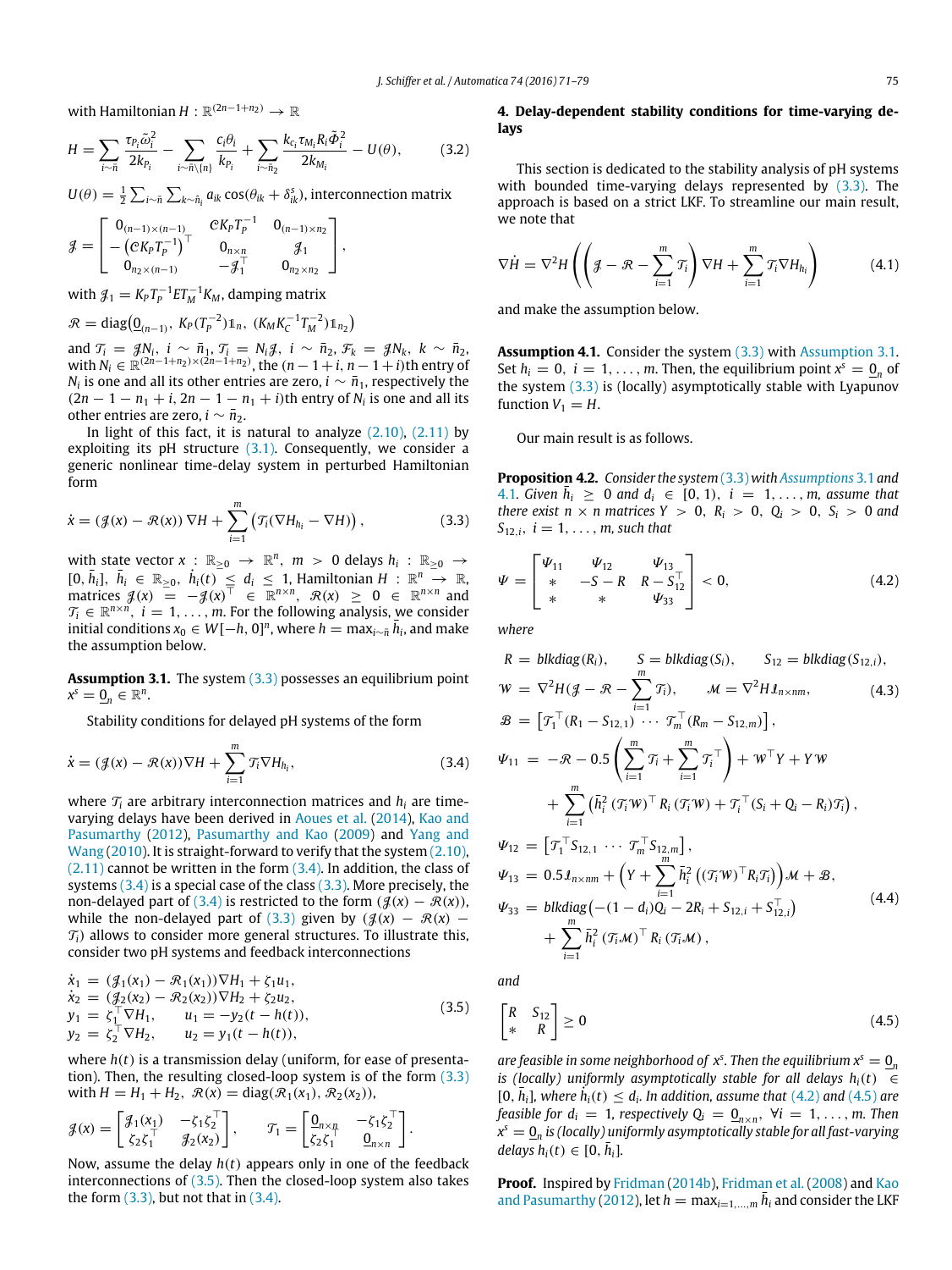with Hamiltonian $H : \mathbb{R}^{(2n-1+n_2)} \to \mathbb{R}$

$$H = \sum_{i\sim\bar{n}} \frac{\tau_{P_i}\tilde{\omega}_i^2}{2k_{P_i}} - \sum_{i\sim\bar{n}\setminus\{n\}} \frac{c_i\theta_i}{k_{P_i}} + \sum_{i\sim\bar{n}_2} \frac{k_{c_i}\tau_{M_i}R_i\tilde{\Phi}_i^2}{2k_{M_i}} - U(\theta), \tag{3.2}$$

$U(\theta) = \frac{1}{2}\sum_{i\sim\bar{n}}\sum_{k\sim\bar{n}_i} a_{ik}\cos(\theta_{ik} + \delta_{ik}^s)$, interconnection matrix

$$\mathcal{J} = \begin{bmatrix} 0_{(n-1)\times(n-1)} & \mathcal{C}K_P T_P^{-1} & 0_{(n-1)\times n_2} \\ -\left(\mathcal{C}K_P T_P^{-1}\right)^\top & 0_{n\times n} & \mathcal{J}_1 \\ 0_{n_2\times(n-1)} & -\mathcal{J}_1^\top & 0_{n_2\times n_2} \end{bmatrix},$$

with $\mathcal{J}_1 = K_P T_P^{-1} E T_M^{-1} K_M$, damping matrix

$\mathcal{R} = \text{diag}\left(\underline{0}_{(n-1)},\ K_P(T_P^{-2})\mathbb{1}_n,\ (K_M K_C^{-1} T_M^{-2})\mathbb{1}_{n_2}\right)$

and $\mathcal{T}_i = \mathcal{J}N_i$, $i \sim \bar{n}_1$, $\mathcal{T}_i = N_i\mathcal{J}$, $i \sim \bar{n}_2$, $\mathcal{F}_k = \mathcal{J}N_k$, $k \sim \bar{n}_2$, with $N_i \in \mathbb{R}^{(2n-1+n_2)\times(2n-1+n_2)}$, the $(n-1+i, n-1+i)$th entry of $N_i$ is one and all its other entries are zero, $i \sim \bar{n}_1$, respectively the $(2n-1-n_1+i, 2n-1-n_1+i)$th entry of $N_i$ is one and all its other entries are zero, $i \sim \bar{n}_2$.

In light of this fact, it is natural to analyze (2.10), (2.11) by exploiting its pH structure (3.1). Consequently, we consider a generic nonlinear time-delay system in perturbed Hamiltonian form

$$\dot{x} = (\mathcal{J}(x) - \mathcal{R}(x))\nabla H + \sum_{i=1}^{m}\left(\mathcal{T}_i(\nabla H_{h_i} - \nabla H)\right), \tag{3.3}$$

with state vector $x : \mathbb{R}_{\geq 0} \to \mathbb{R}^n$, $m > 0$ delays $h_i : \mathbb{R}_{\geq 0} \to [0, \bar{h}_i]$, $\bar{h}_i \in \mathbb{R}_{\geq 0}$, $\dot{h}_i(t) \leq d_i \leq 1$, Hamiltonian $H : \mathbb{R}^n \to \mathbb{R}$, matrices $\mathcal{J}(x) = -\mathcal{J}(x)^\top \in \mathbb{R}^{n\times n}$, $\mathcal{R}(x) \geq 0 \in \mathbb{R}^{n\times n}$ and $\mathcal{T}_i \in \mathbb{R}^{n\times n}$, $i = 1, \ldots, m$. For the following analysis, we consider initial conditions $x_0 \in W[-h, 0]^n$, where $h = \max_{i\sim\bar{n}} \bar{h}_i$, and make the assumption below.

**Assumption 3.1.** The system (3.3) possesses an equilibrium point $x^s = \underline{0}_n \in \mathbb{R}^n$.

Stability conditions for delayed pH systems of the form

$$\dot{x} = (\mathcal{J}(x) - \mathcal{R}(x))\nabla H + \sum_{i=1}^{m}\mathcal{T}_i\nabla H_{h_i}, \tag{3.4}$$

where $\mathcal{T}_i$ are arbitrary interconnection matrices and $h_i$ are time-varying delays have been derived in Aoues et al. (2014), Kao and Pasumarthy (2012), Pasumarthy and Kao (2009) and Yang and Wang (2010). It is straight-forward to verify that the system (2.10), (2.11) cannot be written in the form (3.4). In addition, the class of systems (3.4) is a special case of the class (3.3). More precisely, the non-delayed part of (3.4) is restricted to the form $(\mathcal{J}(x) - \mathcal{R}(x))$, while the non-delayed part of (3.3) given by $(\mathcal{J}(x) - \mathcal{R}(x) - \mathcal{T}_i)$ allows to consider more general structures. To illustrate this, consider two pH systems and feedback interconnections

$$\begin{aligned} \dot{x}_1 &= (\mathcal{J}_1(x_1) - \mathcal{R}_1(x_1))\nabla H_1 + \zeta_1 u_1, \\ \dot{x}_2 &= (\mathcal{J}_2(x_2) - \mathcal{R}_2(x_2))\nabla H_2 + \zeta_2 u_2, \\ y_1 &= \zeta_1^\top \nabla H_1, \qquad u_1 = -y_2(t - h(t)), \\ y_2 &= \zeta_2^\top \nabla H_2, \qquad u_2 = y_1(t - h(t)), \end{aligned} \tag{3.5}$$

where $h(t)$ is a transmission delay (uniform, for ease of presentation). Then, the resulting closed-loop system is of the form (3.3) with $H = H_1 + H_2$, $\mathcal{R}(x) = \text{diag}(\mathcal{R}_1(x_1), \mathcal{R}_2(x_2))$,

$$\mathcal{J}(x) = \begin{bmatrix} \mathcal{J}_1(x_1) & -\zeta_1\zeta_2^\top \\ \zeta_2\zeta_1^\top & \mathcal{J}_2(x_2) \end{bmatrix}, \qquad \mathcal{T}_1 = \begin{bmatrix} \underline{0}_{n\times n} & -\zeta_1\zeta_2^\top \\ \zeta_2\zeta_1^\top & \underline{0}_{n\times n} \end{bmatrix}.$$

Now, assume the delay $h(t)$ appears only in one of the feedback interconnections of (3.5). Then the closed-loop system also takes the form (3.3), but not that in (3.4).

## 4. Delay-dependent stability conditions for time-varying delays

This section is dedicated to the stability analysis of pH systems with bounded time-varying delays represented by (3.3). The approach is based on a strict LKF. To streamline our main result, we note that

$$\nabla\dot{H} = \nabla^2 H\left(\left(\mathcal{J} - \mathcal{R} - \sum_{i=1}^{m}\mathcal{T}_i\right)\nabla H + \sum_{i=1}^{m}\mathcal{T}_i\nabla H_{h_i}\right) \tag{4.1}$$

and make the assumption below.

**Assumption 4.1.** Consider the system (3.3) with Assumption 3.1. Set $h_i = 0$, $i = 1, \ldots, m$. Then, the equilibrium point $x^s = \underline{0}_n$ of the system (3.3) is (locally) asymptotically stable with Lyapunov function $V_1 = H$.

Our main result is as follows.

**Proposition 4.2.** *Consider the system (3.3) with Assumptions 3.1 and 4.1. Given $\bar{h}_i \geq 0$ and $d_i \in [0, 1)$, $i = 1, \ldots, m$, assume that there exist $n \times n$ matrices $Y > 0$, $R_i > 0$, $Q_i > 0$, $S_i > 0$ and $S_{12,i}$, $i = 1, \ldots, m$, such that*

$$\Psi = \begin{bmatrix} \Psi_{11} & \Psi_{12} & \Psi_{13} \\ * & -S - R & R - S_{12}^\top \\ * & * & \Psi_{33} \end{bmatrix} < 0, \tag{4.2}$$

*where*

$$\begin{aligned} R &= \text{blkdiag}(R_i), \qquad S = \text{blkdiag}(S_i), \qquad S_{12} = \text{blkdiag}(S_{12,i}), \\ \mathcal{W} &= \nabla^2 H(\mathcal{J} - \mathcal{R} - \sum_{i=1}^{m}\mathcal{T}_i), \qquad \mathcal{M} = \nabla^2 H \mathcal{I}_{n\times nm}, \\ \mathcal{B} &= \left[\mathcal{T}_1^\top(R_1 - S_{12,1}) \cdots \mathcal{T}_m^\top(R_m - S_{12,m})\right], \end{aligned} \tag{4.3}$$

$$\begin{aligned} \Psi_{11} &= -\mathcal{R} - 0.5\left(\sum_{i=1}^{m}\mathcal{T}_i + \sum_{i=1}^{m}\mathcal{T}_i^\top\right) + \mathcal{W}^\top Y + Y\mathcal{W} \\ &\quad + \sum_{i=1}^{m}\left(\bar{h}_i^2\left(\mathcal{T}_i\mathcal{W}\right)^\top R_i\left(\mathcal{T}_i\mathcal{W}\right) + \mathcal{T}_i^\top(S_i + Q_i - R_i)\mathcal{T}_i\right), \\ \Psi_{12} &= \left[\mathcal{T}_1^\top S_{12,1} \cdots \mathcal{T}_m^\top S_{12,m}\right], \\ \Psi_{13} &= 0.5\mathcal{I}_{n\times nm} + \left(Y + \sum_{i=1}^{m}\bar{h}_i^2\left((\mathcal{T}_i\mathcal{W})^\top R_i\mathcal{T}_i\right)\right)\mathcal{M} + \mathcal{B}, \\ \Psi_{33} &= \text{blkdiag}\left(-(1 - d_i)Q_i - 2R_i + S_{12,i} + S_{12,i}^\top\right) \\ &\quad + \sum_{i=1}^{m}\bar{h}_i^2\left(\mathcal{T}_i\mathcal{M}\right)^\top R_i\left(\mathcal{T}_i\mathcal{M}\right), \end{aligned} \tag{4.4}$$

*and*

$$\begin{bmatrix} R & S_{12} \\ * & R \end{bmatrix} \geq 0 \tag{4.5}$$

*are feasible in some neighborhood of $x^s$. Then the equilibrium $x^s = \underline{0}_n$ is (locally) uniformly asymptotically stable for all delays $h_i(t) \in [0, \bar{h}_i]$, where $\dot{h}_i(t) \leq d_i$. In addition, assume that (4.2) and (4.5) are feasible for $d_i = 1$, respectively $Q_i = \underline{0}_{n\times n}$, $\forall i = 1, \ldots, m$. Then $x^s = \underline{0}_n$ is (locally) uniformly asymptotically stable for all fast-varying delays $h_i(t) \in [0, \bar{h}_i]$.*

**Proof.** Inspired by Fridman (2014b), Fridman et al. (2008) and Kao and Pasumarthy (2012), let $h = \max_{i=1,\ldots,m}\bar{h}_i$ and consider the LKF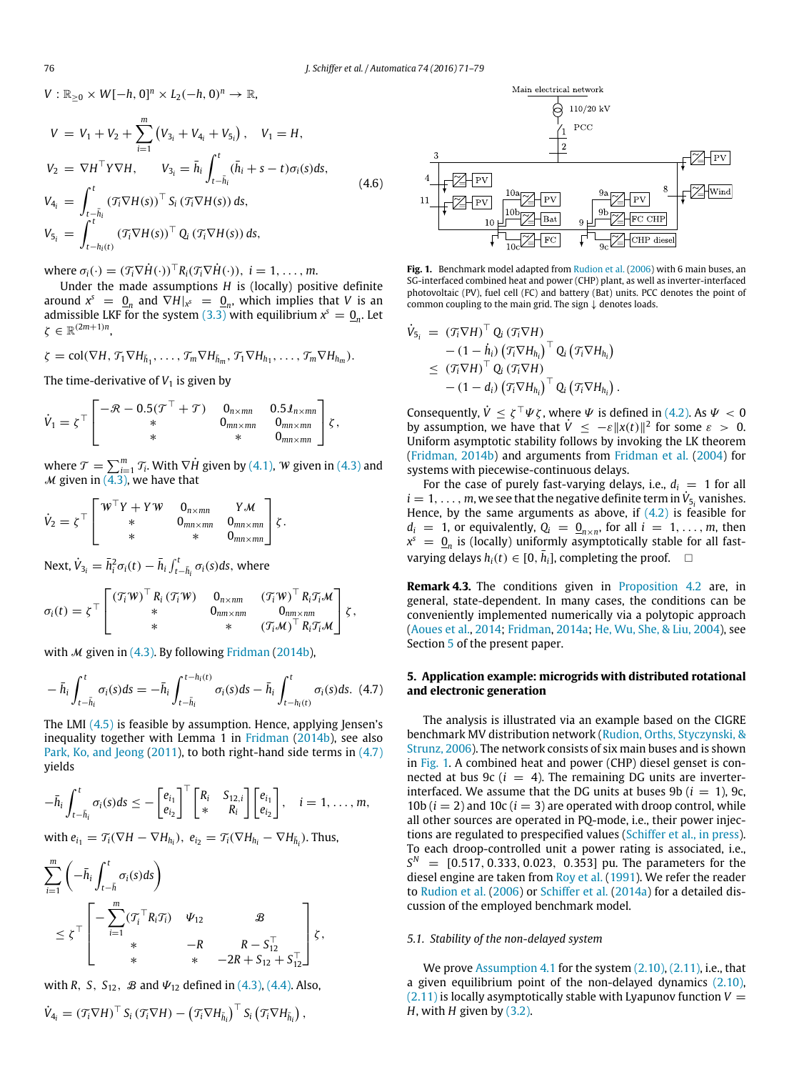$V : \mathbb{R}_{\geq 0} \times W[-h, 0]^n \times L_2(-h, 0)^n \to \mathbb{R}$,

$$
\begin{aligned}
V &= V_1 + V_2 + \sum_{i=1}^{m} \left( V_{3_i} + V_{4_i} + V_{5_i} \right), \quad V_1 = H, \\
V_2 &= \nabla H^\top Y \nabla H, \qquad V_{3_i} = \bar{h}_i \int_{t-\bar{h}_i}^{t} (\bar{h}_i + s - t) \sigma_i(s) ds, \\
V_{4_i} &= \int_{t-\bar{h}_i}^{t} (\mathcal{T}_i \nabla H(s))^\top S_i (\mathcal{T}_i \nabla H(s)) \, ds, \\
V_{5_i} &= \int_{t-h_i(t)}^{t} (\mathcal{T}_i \nabla H(s))^\top Q_i (\mathcal{T}_i \nabla H(s)) \, ds,
\end{aligned}
\tag{4.6}
$$

where $\sigma_i(\cdot) = (\mathcal{T}_i \nabla \dot{H}(\cdot))^\top R_i (\mathcal{T}_i \nabla \dot{H}(\cdot))$, $i = 1, \ldots, m$.

Under the made assumptions $H$ is (locally) positive definite around $x^s = \underline{0}_n$ and $\nabla H|_{x^s} = \underline{0}_n$, which implies that $V$ is an admissible LKF for the system (3.3) with equilibrium $x^s = \underline{0}_n$. Let $\zeta \in \mathbb{R}^{(2m+1)n}$,

$$
\zeta = \mathrm{col}(\nabla H, \mathcal{T}_1 \nabla H_{\bar{h}_1}, \ldots, \mathcal{T}_m \nabla H_{\bar{h}_m}, \mathcal{T}_1 \nabla H_{h_1}, \ldots, \mathcal{T}_m \nabla H_{h_m}).
$$

The time-derivative of $V_1$ is given by

$$
\dot{V}_1 = \zeta^\top \begin{bmatrix} -\mathcal{R} - 0.5(\mathcal{T}^\top + \mathcal{T}) & 0_{n \times mn} & 0.5\mathcal{I}_{n \times mn} \\ * & 0_{mn \times mn} & 0_{mn \times mn} \\ * & * & 0_{mn \times mn} \end{bmatrix} \zeta,
$$

where $\mathcal{T} = \sum_{i=1}^{m} \mathcal{T}_i$. With $\nabla \dot{H}$ given by (4.1), $\mathcal{W}$ given in (4.3) and $\mathcal{M}$ given in (4.3), we have that

$$
\dot{V}_2 = \zeta^\top \begin{bmatrix} \mathcal{W}^\top Y + Y \mathcal{W} & 0_{n \times mn} & Y \mathcal{M} \\ * & 0_{mn \times mn} & 0_{mn \times mn} \\ * & * & 0_{mn \times mn} \end{bmatrix} \zeta.
$$

Next, $\dot{V}_{3_i} = \bar{h}_i^2 \sigma_i(t) - \bar{h}_i \int_{t-\bar{h}_i}^{t} \sigma_i(s) ds$, where

$$
\sigma_i(t) = \zeta^\top \begin{bmatrix} (\mathcal{T}_i \mathcal{W})^\top R_i (\mathcal{T}_i \mathcal{W}) & 0_{n \times nm} & (\mathcal{T}_i \mathcal{W})^\top R_i \mathcal{T}_i \mathcal{M} \\ * & 0_{nm \times nm} & 0_{nm \times nm} \\ * & * & (\mathcal{T}_i \mathcal{M})^\top R_i \mathcal{T}_i \mathcal{M} \end{bmatrix} \zeta,
$$

with $\mathcal{M}$ given in (4.3). By following Fridman (2014b),

$$
-\bar{h}_i \int_{t-\bar{h}_i}^{t} \sigma_i(s) ds = -\bar{h}_i \int_{t-\bar{h}_i}^{t-h_i(t)} \sigma_i(s) ds - \bar{h}_i \int_{t-h_i(t)}^{t} \sigma_i(s) ds. \tag{4.7}
$$

The LMI (4.5) is feasible by assumption. Hence, applying Jensen's inequality together with Lemma 1 in Fridman (2014b), see also Park, Ko, and Jeong (2011), to both right-hand side terms in (4.7) yields

$$
-\bar{h}_i \int_{t-\bar{h}_i}^{t} \sigma_i(s) ds \leq - \begin{bmatrix} e_{i_1} \\ e_{i_2} \end{bmatrix}^\top \begin{bmatrix} R_i & S_{12,i} \\ * & R_i \end{bmatrix} \begin{bmatrix} e_{i_1} \\ e_{i_2} \end{bmatrix}, \quad i = 1, \ldots, m,
$$

with $e_{i_1} = \mathcal{T}_i(\nabla H - \nabla H_{h_i})$, $e_{i_2} = \mathcal{T}_i(\nabla H_{h_i} - \nabla H_{\bar{h}_i})$. Thus,

$$
\sum_{i=1}^{m} \left( -\bar{h}_i \int_{t-\bar{h}}^{t} \sigma_i(s) ds \right) \leq \zeta^\top \begin{bmatrix} -\sum_{i=1}^{m} (\mathcal{T}_i^\top R_i \mathcal{T}_i) & \Psi_{12} & \mathcal{B} \\ * & -R & R - S_{12}^\top \\ * & * & -2R + S_{12} + S_{12}^\top \end{bmatrix} \zeta,
$$

with $R$, $S$, $S_{12}$, $\mathcal{B}$ and $\Psi_{12}$ defined in (4.3), (4.4). Also,

$$
\dot{V}_{4_i} = (\mathcal{T}_i \nabla H)^\top S_i (\mathcal{T}_i \nabla H) - \left( \mathcal{T}_i \nabla H_{\bar{h}_i} \right)^\top S_i \left( \mathcal{T}_i \nabla H_{\bar{h}_i} \right),
$$

$$
\begin{aligned}
\dot{V}_{5_i} &= (\mathcal{T}_i \nabla H)^\top Q_i (\mathcal{T}_i \nabla H) \\
&\quad - (1 - \dot{h}_i) \left( \mathcal{T}_i \nabla H_{h_i} \right)^\top Q_i \left( \mathcal{T}_i \nabla H_{h_i} \right) \\
&\leq (\mathcal{T}_i \nabla H)^\top Q_i (\mathcal{T}_i \nabla H) \\
&\quad - (1 - d_i) \left( \mathcal{T}_i \nabla H_{h_i} \right)^\top Q_i \left( \mathcal{T}_i \nabla H_{h_i} \right).
\end{aligned}
$$

Consequently, $\dot{V} \leq \zeta^\top \Psi \zeta$, where $\Psi$ is defined in (4.2). As $\Psi < 0$ by assumption, we have that $\dot{V} \leq -\varepsilon \|x(t)\|^2$ for some $\varepsilon > 0$. Uniform asymptotic stability follows by invoking the LK theorem (Fridman, 2014b) and arguments from Fridman et al. (2004) for systems with piecewise-continuous delays.

For the case of purely fast-varying delays, i.e., $d_i = 1$ for all $i = 1, \ldots, m$, we see that the negative definite term in $\dot{V}_{5_i}$ vanishes. Hence, by the same arguments as above, if (4.2) is feasible for $d_i = 1$, or equivalently, $Q_i = \underline{0}_{n \times n}$, for all $i = 1, \ldots, m$, then $x^s = \underline{0}_n$ is (locally) uniformly asymptotically stable for all fast-varying delays $h_i(t) \in [0, \bar{h}_i]$, completing the proof. □

**Remark 4.3.** The conditions given in Proposition 4.2 are, in general, state-dependent. In many cases, the conditions can be conveniently implemented numerically via a polytopic approach (Aoues et al., 2014; Fridman, 2014a; He, Wu, She, & Liu, 2004), see Section 5 of the present paper.

## 5. Application example: microgrids with distributed rotational and electronic generation

The analysis is illustrated via an example based on the CIGRE benchmark MV distribution network (Rudion, Orths, Styczynski, & Strunz, 2006). The network consists of six main buses and is shown in Fig. 1. A combined heat and power (CHP) diesel genset is connected at bus 9c ($i = 4$). The remaining DG units are inverter-interfaced. We assume that the DG units at buses 9b ($i = 1$), 9c, 10b ($i = 2$) and 10c ($i = 3$) are operated with droop control, while all other sources are operated in PQ-mode, i.e., their power injections are regulated to prespecified values (Schiffer et al., in press). To each droop-controlled unit a power rating is associated, i.e., $S^N = [0.517, 0.333, 0.023, 0.353]$ pu. The parameters for the diesel engine are taken from Roy et al. (1991). We refer the reader to Rudion et al. (2006) or Schiffer et al. (2014a) for a detailed discussion of the employed benchmark model.

Fig. 1. Benchmark model adapted from Rudion et al. (2006) with 6 main buses, an SG-interfaced combined heat and power (CHP) plant, as well as inverter-interfaced photovoltaic (PV), fuel cell (FC) and battery (Bat) units. PCC denotes the point of common coupling to the main grid. The sign ↓ denotes loads.

### 5.1. Stability of the non-delayed system

We prove Assumption 4.1 for the system (2.10), (2.11), i.e., that a given equilibrium point of the non-delayed dynamics (2.10), (2.11) is locally asymptotically stable with Lyapunov function $V = H$, with $H$ given by (3.2).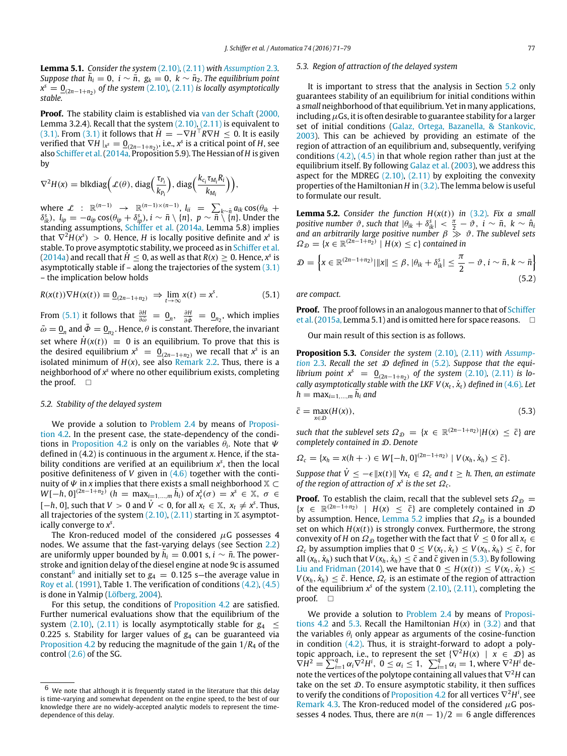**Lemma 5.1.** *Consider the system (2.10), (2.11) with Assumption 2.3. Suppose that $\bar{h}_i = 0,\ i \sim \bar{n},\ g_k = 0,\ k \sim \bar{n}_2$. The equilibrium point $x^s = \underline{0}_{(2n-1+n_2)}$ of the system (2.10), (2.11) is locally asymptotically stable.*

**Proof.** The stability claim is established via van der Schaft (2000, Lemma 3.2.4). Recall that the system (2.10), (2.11) is equivalent to (3.1). From (3.1) it follows that $\dot{H} = -\nabla H^\top R \nabla H \leq 0$. It is easily verified that $\nabla H\,|_{x^s} = \underline{0}_{(2n-1+n_2)}$, i.e., $x^s$ is a critical point of $H$, see also Schiffer et al. (2014a, Proposition 5.9). The Hessian of $H$ is given by

$$\nabla^2 H(x) = \text{blkdiag}\Big(\mathcal{L}(\theta),\ \text{diag}\Big(\frac{\tau_{P_i}}{k_{P_i}}\Big),\ \text{diag}\Big(\frac{k_{c_i}\tau_{M_i}R_i}{k_{M_i}}\Big)\Big),$$

where $\mathcal{L} : \mathbb{R}^{(n-1)} \rightarrow \mathbb{R}^{(n-1)\times(n-1)}$, $l_{ii} = \sum_{k\sim\bar{n}} a_{ik}\cos(\theta_{ik} + \delta^s_{ik})$, $l_{ip} = -a_{ip}\cos(\theta_{ip} + \delta^s_{ip})$, $i \sim \bar{n}\setminus\{n\}$, $p \sim \bar{n}\setminus\{n\}$. Under the standing assumptions, Schiffer et al. (2014a, Lemma 5.8) implies that $\nabla^2 H(x^s) > 0$. Hence, $H$ is locally positive definite and $x^s$ is stable. To prove asymptotic stability, we proceed as in Schiffer et al. (2014a) and recall that $\dot{H} \leq 0$, as well as that $R(x) \geq 0$. Hence, $x^s$ is asymptotically stable if – along the trajectories of the system (3.1) – the implication below holds

$$R(x(t))\nabla H(x(t)) \equiv \underline{0}_{(2n-1+n_2)} \ \Rightarrow\ \lim_{t\to\infty} x(t) = x^s. \tag{5.1}$$

From (5.1) it follows that $\frac{\partial H}{\partial \tilde{\omega}} = \underline{0}_n$, $\frac{\partial H}{\partial \tilde{\Phi}} = \underline{0}_{n_2}$, which implies $\tilde{\omega} = \underline{0}_n$ and $\tilde{\Phi} = \underline{0}_{n_2}$. Hence, $\theta$ is constant. Therefore, the invariant set where $\dot{H}(x(t)) \equiv 0$ is an equilibrium. To prove that this is the desired equilibrium $x^s = \underline{0}_{(2n-1+n_2)}$ we recall that $x^s$ is an isolated minimum of $H(x)$, see also Remark 2.2. Thus, there is a neighborhood of $x^s$ where no other equilibrium exists, completing the proof. □

### 5.2. Stability of the delayed system

We provide a solution to Problem 2.4 by means of Proposition 4.2. In the present case, the state-dependency of the conditions in Proposition 4.2 is only on the variables $\theta_i$. Note that $\Psi$ defined in (4.2) is continuous in the argument $x$. Hence, if the stability conditions are verified at an equilibrium $x^s$, then the local positive definiteness of $V$ given in (4.6) together with the continuity of $\Psi$ in $x$ implies that there exists a small neighborhood $\mathbb{X} \subset W[-h, 0]^{(2n-1+n_2)}$ ($h = \max_{i=1,\ldots,m} \bar{h}_i$) of $x^s_t(\sigma) = x^s \in \mathbb{X}$, $\sigma \in [-h, 0]$, such that $V > 0$ and $\dot{V} < 0$, for all $x_t \in \mathbb{X}$, $x_t \neq x^s$. Thus, all trajectories of the system (2.10), (2.11) starting in $\mathbb{X}$ asymptotically converge to $x^s$.

The Kron-reduced model of the considered $\mu$G possesses 4 nodes. We assume that the fast-varying delays (see Section 2.2) are uniformly upper bounded by $\bar{h}_i = 0.001$ s, $i \sim \bar{n}$. The powerstroke and ignition delay of the diesel engine at node 9c is assumed constant[6] and initially set to $g_4 = 0.125$ s—the average value in Roy et al. (1991), Table 1. The verification of conditions (4.2), (4.5) is done in Yalmip (Löfberg, 2004).

For this setup, the conditions of Proposition 4.2 are satisfied. Further numerical evaluations show that the equilibrium of the system (2.10), (2.11) is locally asymptotically stable for $g_4 \leq 0.225$ s. Stability for larger values of $g_4$ can be guaranteed via Proposition 4.2 by reducing the magnitude of the gain $1/R_4$ of the control (2.6) of the SG.

### 5.3. Region of attraction of the delayed system

It is important to stress that the analysis in Section 5.2 only guarantees stability of an equilibrium for initial conditions within a *small* neighborhood of that equilibrium. Yet in many applications, including $\mu$Gs, it is often desirable to guarantee stability for a larger set of initial conditions (Galaz, Ortega, Bazanella, & Stankovic, 2003). This can be achieved by providing an estimate of the region of attraction of an equilibrium and, subsequently, verifying conditions (4.2), (4.5) in that whole region rather than just at the equilibrium itself. By following Galaz et al. (2003), we address this aspect for the MDREG (2.10), (2.11) by exploiting the convexity properties of the Hamiltonian $H$ in (3.2). The lemma below is useful to formulate our result.

**Lemma 5.2.** *Consider the function $H(x(t))$ in (3.2). Fix a small positive number $\vartheta$, such that $|\theta_{ik} + \delta^s_{ik}| < \frac{\pi}{2} - \vartheta$, $i \sim \bar{n}$, $k \sim \hat{n}_i$ and an arbitrarily large positive number $\beta \gg \vartheta$. The sublevel sets $\Omega_{\mathcal{D}} = \{x \in \mathbb{R}^{(2n-1+n_2)} \mid H(x) \leq c\}$ contained in*

$$\mathcal{D} = \Big\{x \in \mathbb{R}^{(2n-1+n_2)} \big|\, \|x\| \leq \beta,\ |\theta_{ik} + \delta^s_{ik}| \leq \frac{\pi}{2} - \vartheta,\ i \sim \bar{n}, k \sim \bar{n}\Big\} \tag{5.2}$$

*are compact.*

**Proof.** The proof follows in an analogous manner to that of Schiffer et al. (2015a, Lemma 5.1) and is omitted here for space reasons. □

Our main result of this section is as follows.

**Proposition 5.3.** *Consider the system (2.10), (2.11) with Assumption 2.3. Recall the set $\mathcal{D}$ defined in (5.2). Suppose that the equilibrium point $x^s = \underline{0}_{(2n-1+n_2)}$ of the system (2.10), (2.11) is locally asymptotically stable with the LKF $V(x_t, \dot{x}_t)$ defined in (4.6). Let $h = \max_{i=1,\ldots,m} \bar{h}_i$ and*

$$\bar{c} = \max_{x\in\mathcal{D}}(H(x)), \tag{5.3}$$

*such that the sublevel sets $\Omega_{\mathcal{D}} = \{x \in \mathbb{R}^{(2n-1+n_2)} | H(x) \leq \bar{c}\}$ are completely contained in $\mathcal{D}$. Denote*

$$\Omega_c = \{x_h = x(h + \cdot) \in W[-h, 0]^{(2n-1+n_2)} \mid V(x_h, \dot{x}_h) \leq \bar{c}\}.$$

*Suppose that $\dot{V} \leq -\epsilon\|x(t)\|\ \forall x_t \in \Omega_c$ and $t \geq h$. Then, an estimate of the region of attraction of $x^s$ is the set $\Omega_c$.*

**Proof.** To establish the claim, recall that the sublevel sets $\Omega_{\mathcal{D}} = \{x \in \mathbb{R}^{(2n-1+n_2)} \mid H(x) \leq \bar{c}\}$ are completely contained in $\mathcal{D}$ by assumption. Hence, Lemma 5.2 implies that $\Omega_{\mathcal{D}}$ is a bounded set on which $H(x(t))$ is strongly convex. Furthermore, the strong convexity of $H$ on $\Omega_{\mathcal{D}}$ together with the fact that $\dot{V} \leq 0$ for all $x_t \in \Omega_c$ by assumption implies that $0 \leq V(x_t, \dot{x}_t) \leq V(x_h, \dot{x}_h) \leq \bar{c}$, for all $(x_h, \dot{x}_h)$ such that $V(x_h, \dot{x}_h) \leq \bar{c}$ and $\bar{c}$ given in (5.3). By following Liu and Fridman (2014), we have that $0 \leq H(x(t)) \leq V(x_t, \dot{x}_t) \leq V(x_h, \dot{x}_h) \leq \bar{c}$. Hence, $\Omega_c$ is an estimate of the region of attraction of the equilibrium $x^s$ of the system (2.10), (2.11), completing the proof. □

We provide a solution to Problem 2.4 by means of Propositions 4.2 and 5.3. Recall the Hamiltonian $H(x)$ in (3.2) and that the variables $\theta_i$ only appear as arguments of the cosine-function in condition (4.2). Thus, it is straight-forward to adopt a polytopic approach, i.e., to represent the set $\{\nabla^2 H(x) \mid x \in \mathcal{D}\}$ as $\nabla H^2 = \sum_{i=1}^{q} \alpha_i \nabla^2 H^i$, $0 \leq \alpha_i \leq 1$, $\sum_{i=1}^{q} \alpha_i = 1$, where $\nabla^2 H^i$ denote the vertices of the polytope containing all values that $\nabla^2 H$ can take on the set $\mathcal{D}$. To ensure asymptotic stability, it then suffices to verify the conditions of Proposition 4.2 for all vertices $\nabla^2 H^i$, see Remark 4.3. The Kron-reduced model of the considered $\mu$G possesses 4 nodes. Thus, there are $n(n-1)/2 = 6$ angle differences

[6] We note that although it is frequently stated in the literature that this delay is time-varying and somewhat dependent on the engine speed, to the best of our knowledge there are no widely-accepted analytic models to represent the time-dependence of this delay.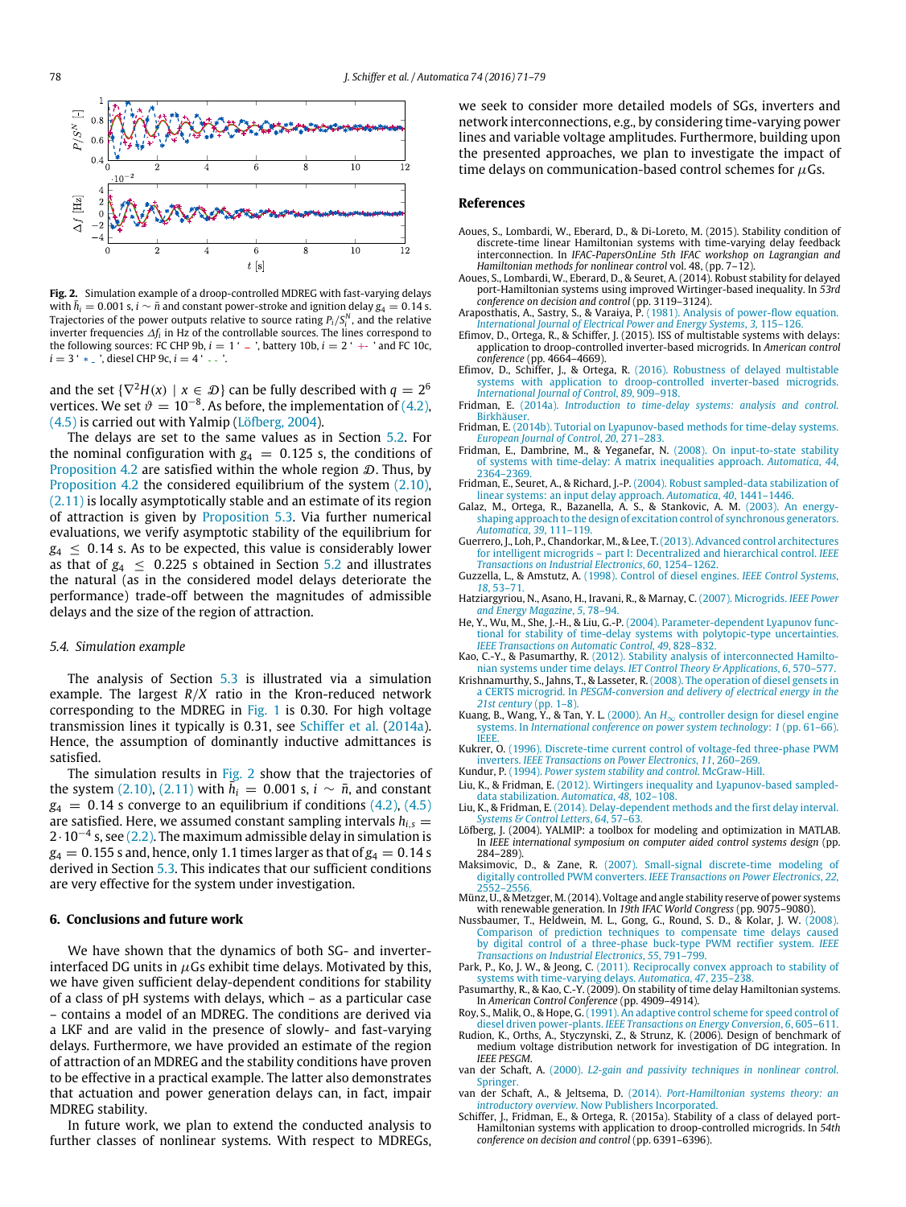**Fig. 2.** Simulation example of a droop-controlled MDREG with fast-varying delays with $\bar{h}_i = 0.001$ s, $i \sim \bar{n}$ and constant power-stroke and ignition delay $g_4 = 0.14$ s. Trajectories of the power outputs relative to source rating $P_i/S_i^N$, and the relative inverter frequencies $\Delta f_i$ in Hz of the controllable sources. The lines correspond to the following sources: FC CHP 9b, $i = 1$ ' – ', battery 10b, $i = 2$ ' +- ' and FC 10c, $i = 3$ ' * - ', diesel CHP 9c, $i = 4$ ' - - '.

and the set $\{\nabla^2 H(x) \mid x \in \mathcal{D}\}$ can be fully described with $q = 2^6$ vertices. We set $\vartheta = 10^{-8}$. As before, the implementation of (4.2), (4.5) is carried out with Yalmip (Löfberg, 2004).

The delays are set to the same values as in Section 5.2. For the nominal configuration with $g_4 = 0.125$ s, the conditions of Proposition 4.2 are satisfied within the whole region $\mathcal{D}$. Thus, by Proposition 4.2 the considered equilibrium of the system (2.10), (2.11) is locally asymptotically stable and an estimate of its region of attraction is given by Proposition 5.3. Via further numerical evaluations, we verify asymptotic stability of the equilibrium for $g_4 \leq 0.14$ s. As to be expected, this value is considerably lower as that of $g_4 \leq 0.225$ s obtained in Section 5.2 and illustrates the natural (as in the considered model delays deteriorate the performance) trade-off between the magnitudes of admissible delays and the size of the region of attraction.

### 5.4. Simulation example

The analysis of Section 5.3 is illustrated via a simulation example. The largest $R/X$ ratio in the Kron-reduced network corresponding to the MDREG in Fig. 1 is 0.30. For high voltage transmission lines it typically is 0.31, see Schiffer et al. (2014a). Hence, the assumption of dominantly inductive admittances is satisfied.

The simulation results in Fig. 2 show that the trajectories of the system (2.10), (2.11) with $\bar{h}_i = 0.001$ s, $i \sim \bar{n}$, and constant $g_4 = 0.14$ s converge to an equilibrium if conditions (4.2), (4.5) are satisfied. Here, we assumed constant sampling intervals $h_{i,s} = 2 \cdot 10^{-4}$ s, see (2.2). The maximum admissible delay in simulation is $g_4 = 0.155$ s and, hence, only 1.1 times larger as that of $g_4 = 0.14$ s derived in Section 5.3. This indicates that our sufficient conditions are very effective for the system under investigation.

## 6. Conclusions and future work

We have shown that the dynamics of both SG- and inverter-interfaced DG units in $\mu$Gs exhibit time delays. Motivated by this, we have given sufficient delay-dependent conditions for stability of a class of pH systems with delays, which – as a particular case – contains a model of an MDREG. The conditions are derived via a LKF and are valid in the presence of slowly- and fast-varying delays. Furthermore, we have provided an estimate of the region of attraction of an MDREG and the stability conditions have proven to be effective in a practical example. The latter also demonstrates that actuation and power generation delays can, in fact, impair MDREG stability.

In future work, we plan to extend the conducted analysis to further classes of nonlinear systems. With respect to MDREGs, we seek to consider more detailed models of SGs, inverters and network interconnections, e.g., by considering time-varying power lines and variable voltage amplitudes. Furthermore, building upon the presented approaches, we plan to investigate the impact of time delays on communication-based control schemes for $\mu$Gs.

## References

Aoues, S., Lombardi, W., Eberard, D., & Di-Loreto, M. (2015). Stability condition of discrete-time linear Hamiltonian systems with time-varying delay feedback interconnection. In *IFAC-PapersOnLine 5th IFAC workshop on Lagrangian and Hamiltonian methods for nonlinear control* vol. 48, (pp. 7–12).

Aoues, S., Lombardi, W., Eberard, D., & Seuret, A. (2014). Robust stability for delayed port-Hamiltonian systems using improved Wirtinger-based inequality. In *53rd conference on decision and control* (pp. 3119–3124).

Arapostathis, A., Sastry, S., & Varaiya, P. (1981). Analysis of power-flow equation. *International Journal of Electrical Power and Energy Systems*, *3*, 115–126.

Efimov, D., Ortega, R., & Schiffer, J. (2015). ISS of multistable systems with delays: application to droop-controlled inverter-based microgrids. In *American control conference* (pp. 4664–4669).

Efimov, D., Schiffer, J., & Ortega, R. (2016). Robustness of delayed multistable systems with application to droop-controlled inverter-based microgrids. *International Journal of Control*, *89*, 909–918.

Fridman, E. (2014a). *Introduction to time-delay systems: analysis and control*. Birkhäuser.

Fridman, E. (2014b). Tutorial on Lyapunov-based methods for time-delay systems. *European Journal of Control*, *20*, 271–283.

Fridman, E., Dambrine, M., & Yeganefar, N. (2008). On input-to-state stability of systems with time-delay: A matrix inequalities approach. *Automatica*, *44*, 2364–2369.

Fridman, E., Seuret, A., & Richard, J.-P. (2004). Robust sampled-data stabilization of linear systems: an input delay approach. *Automatica*, *40*, 1441–1446.

Galaz, M., Ortega, R., Bazanella, A. S., & Stankovic, A. M. (2003). An energy-shaping approach to the design of excitation control of synchronous generators. *Automatica*, *39*, 111–119.

Guerrero, J., Loh, P., Chandorkar, M., & Lee, T. (2013). Advanced control architectures for intelligent microgrids – part I: Decentralized and hierarchical control. *IEEE Transactions on Industrial Electronics*, *60*, 1254–1262.

Guzzella, L., & Amstutz, A. (1998). Control of diesel engines. *IEEE Control Systems*, *18*, 53–71.

Hatziargyriou, N., Asano, H., Iravani, R., & Marnay, C. (2007). Microgrids. *IEEE Power and Energy Magazine*, *5*, 78–94.

He, Y., Wu, M., She, J.-H., & Liu, G.-P. (2004). Parameter-dependent Lyapunov functional for stability of time-delay systems with polytopic-type uncertainties. *IEEE Transactions on Automatic Control*, *49*, 828–832.

Kao, C.-Y., & Pasumarthy, R. (2012). Stability analysis of interconnected Hamiltonian systems under time delays. *IET Control Theory & Applications*, *6*, 570–577.

Krishnamurthy, S., Jahns, T., & Lasseter, R. (2008). The operation of diesel gensets in a CERTS microgrid. In *PESGM-conversion and delivery of electrical energy in the 21st century* (pp. 1–8).

Kuang, B., Wang, Y., & Tan, Y. L. (2000). An $H_\infty$ controller design for diesel engine systems. In *International conference on power system technology: 1* (pp. 61–66). IEEE.

Kukrer, O. (1996). Discrete-time current control of voltage-fed three-phase PWM inverters. *IEEE Transactions on Power Electronics*, *11*, 260–269.

Kundur, P. (1994). *Power system stability and control*. McGraw-Hill.

Liu, K., & Fridman, E. (2012). Wirtingers inequality and Lyapunov-based sampled-data stabilization. *Automatica*, *48*, 102–108.

Liu, K., & Fridman, E. (2014). Delay-dependent methods and the first delay interval. *Systems & Control Letters*, *64*, 57–63.

Löfberg, J. (2004). YALMIP: a toolbox for modeling and optimization in MATLAB. In *IEEE international symposium on computer aided control systems design* (pp. 284–289).

Maksimovic, D., & Zane, R. (2007). Small-signal discrete-time modeling of digitally controlled PWM converters. *IEEE Transactions on Power Electronics*, *22*, 2552–2556.

Münz, U., & Metzger, M. (2014). Voltage and angle stability reserve of power systems with renewable generation. In *19th IFAC World Congress* (pp. 9075–9080).

Nussbaumer, T., Heldwein, M. L., Gong, G., Round, S. D., & Kolar, J. W. (2008). Comparison of prediction techniques to compensate time delays caused by digital control of a three-phase buck-type PWM rectifier system. *IEEE Transactions on Industrial Electronics*, *55*, 791–799.

Park, P., Ko, J. W., & Jeong, C. (2011). Reciprocally convex approach to stability of systems with time-varying delays. *Automatica*, *47*, 235–238.

Pasumarthy, R., & Kao, C.-Y. (2009). On stability of time delay Hamiltonian systems. In *American Control Conference* (pp. 4909–4914).

Roy, S., Malik, O., & Hope, G. (1991). An adaptive control scheme for speed control of diesel driven power-plants. *IEEE Transactions on Energy Conversion*, *6*, 605–611.

Rudion, K., Orths, A., Styczynski, Z., & Strunz, K. (2006). Design of benchmark of medium voltage distribution network for investigation of DG integration. In *IEEE PESGM*.

van der Schaft, A. (2000). *L2-gain and passivity techniques in nonlinear control*. Springer.

van der Schaft, A., & Jeltsema, D. (2014). *Port-Hamiltonian systems theory: an introductory overview*. Now Publishers Incorporated.

Schiffer, J., Fridman, E., & Ortega, R. (2015a). Stability of a class of delayed port-Hamiltonian systems with application to droop-controlled microgrids. In *54th conference on decision and control* (pp. 6391–6396).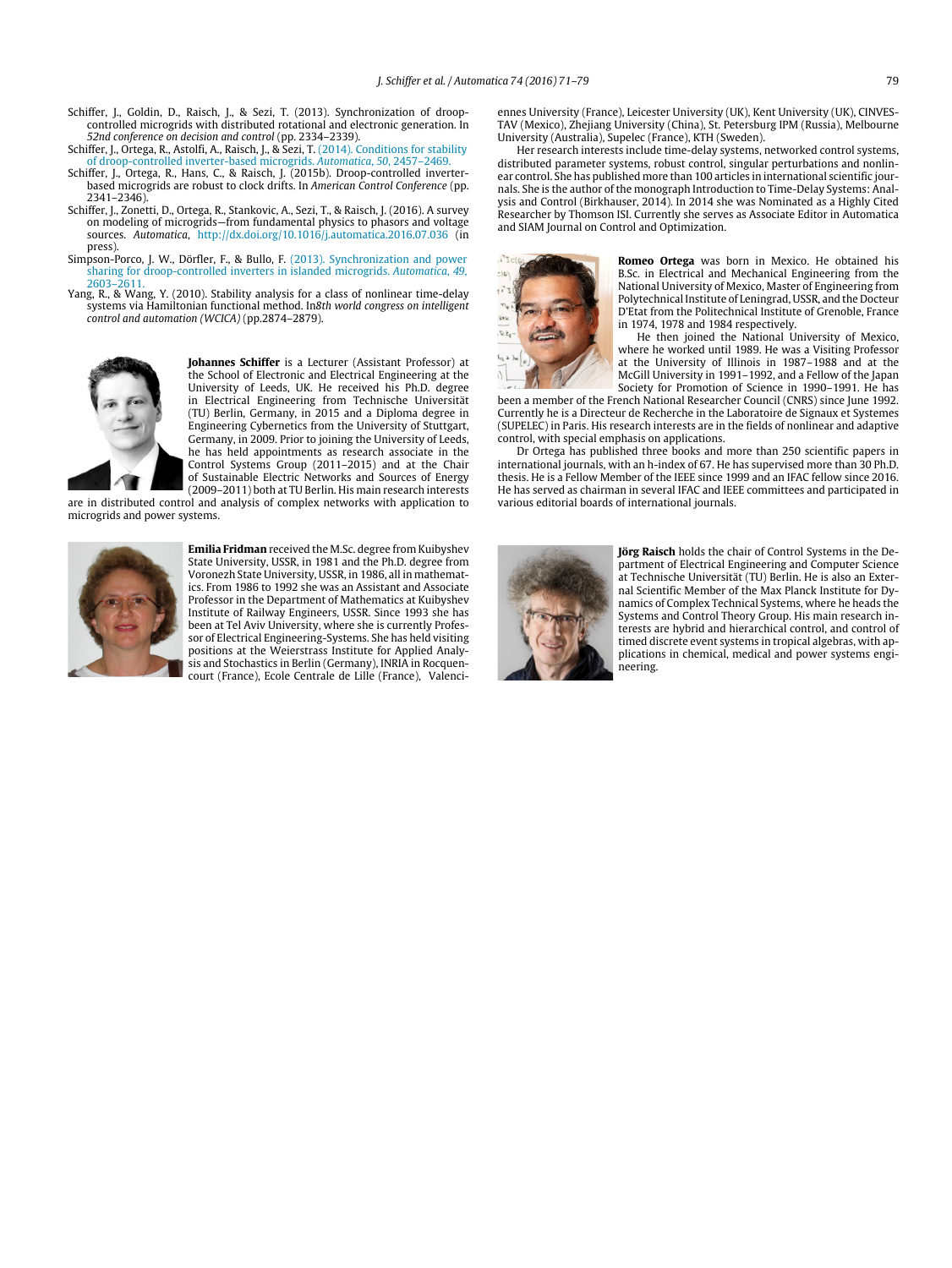Schiffer, J., Goldin, D., Raisch, J., & Sezi, T. (2013). Synchronization of droop-controlled microgrids with distributed rotational and electronic generation. In *52nd conference on decision and control* (pp. 2334–2339).

Schiffer, J., Ortega, R., Astolfi, A., Raisch, J., & Sezi, T. (2014). Conditions for stability of droop-controlled inverter-based microgrids. *Automatica*, *50*, 2457–2469.

Schiffer, J., Ortega, R., Hans, C., & Raisch, J. (2015b). Droop-controlled inverter-based microgrids are robust to clock drifts. In *American Control Conference* (pp. 2341–2346).

Schiffer, J., Zonetti, D., Ortega, R., Stankovic, A., Sezi, T., & Raisch, J. (2016). A survey on modeling of microgrids—from fundamental physics to phasors and voltage sources. *Automatica*, http://dx.doi.org/10.1016/j.automatica.2016.07.036 (in press).

Simpson-Porco, J. W., Dörfler, F., & Bullo, F. (2013). Synchronization and power sharing for droop-controlled inverters in islanded microgrids. *Automatica*, *49*, 2603–2611.

Yang, R., & Wang, Y. (2010). Stability analysis for a class of nonlinear time-delay systems via Hamiltonian functional method. In *8th world congress on intelligent control and automation (WCICA)* (pp.2874–2879).

**Johannes Schiffer** is a Lecturer (Assistant Professor) at the School of Electronic and Electrical Engineering at the University of Leeds, UK. He received his Ph.D. degree in Electrical Engineering from Technische Universität (TU) Berlin, Germany, in 2015 and a Diploma degree in Engineering Cybernetics from the University of Stuttgart, Germany, in 2009. Prior to joining the University of Leeds, he has held appointments as research associate in the Control Systems Group (2011–2015) and at the Chair of Sustainable Electric Networks and Sources of Energy (2009–2011) both at TU Berlin. His main research interests are in distributed control and analysis of complex networks with application to microgrids and power systems.

**Emilia Fridman** received the M.Sc. degree from Kuibyshev State University, USSR, in 1981 and the Ph.D. degree from Voronezh State University, USSR, in 1986, all in mathematics. From 1986 to 1992 she was an Assistant and Associate Professor in the Department of Mathematics at Kuibyshev Institute of Railway Engineers, USSR. Since 1993 she has been at Tel Aviv University, where she is currently Professor of Electrical Engineering-Systems. She has held visiting positions at the Weierstrass Institute for Applied Analysis and Stochastics in Berlin (Germany), INRIA in Rocquencourt (France), Ecole Centrale de Lille (France), Valenciennes University (France), Leicester University (UK), Kent University (UK), CINVESTAV (Mexico), Zhejiang University (China), St. Petersburg IPM (Russia), Melbourne University (Australia), Supelec (France), KTH (Sweden).

Her research interests include time-delay systems, networked control systems, distributed parameter systems, robust control, singular perturbations and nonlinear control. She has published more than 100 articles in international scientific journals. She is the author of the monograph Introduction to Time-Delay Systems: Analysis and Control (Birkhauser, 2014). In 2014 she was Nominated as a Highly Cited Researcher by Thomson ISI. Currently she serves as Associate Editor in Automatica and SIAM Journal on Control and Optimization.

**Romeo Ortega** was born in Mexico. He obtained his B.Sc. in Electrical and Mechanical Engineering from the National University of Mexico, Master of Engineering from Polytechnical Institute of Leningrad, USSR, and the Docteur D'Etat from the Politechnical Institute of Grenoble, France in 1974, 1978 and 1984 respectively.

He then joined the National University of Mexico, where he worked until 1989. He was a Visiting Professor at the University of Illinois in 1987–1988 and at the McGill University in 1991–1992, and a Fellow of the Japan Society for Promotion of Science in 1990–1991. He has been a member of the French National Researcher Council (CNRS) since June 1992. Currently he is a Directeur de Recherche in the Laboratoire de Signaux et Systemes (SUPELEC) in Paris. His research interests are in the fields of nonlinear and adaptive control, with special emphasis on applications.

Dr Ortega has published three books and more than 250 scientific papers in international journals, with an h-index of 67. He has supervised more than 30 Ph.D. thesis. He is a Fellow Member of the IEEE since 1999 and an IFAC fellow since 2016. He has served as chairman in several IFAC and IEEE committees and participated in various editorial boards of international journals.

**Jörg Raisch** holds the chair of Control Systems in the Department of Electrical Engineering and Computer Science at Technische Universität (TU) Berlin. He is also an External Scientific Member of the Max Planck Institute for Dynamics of Complex Technical Systems, where he heads the Systems and Control Theory Group. His main research interests are hybrid and hierarchical control, and control of timed discrete event systems in tropical algebras, with applications in chemical, medical and power systems engineering.